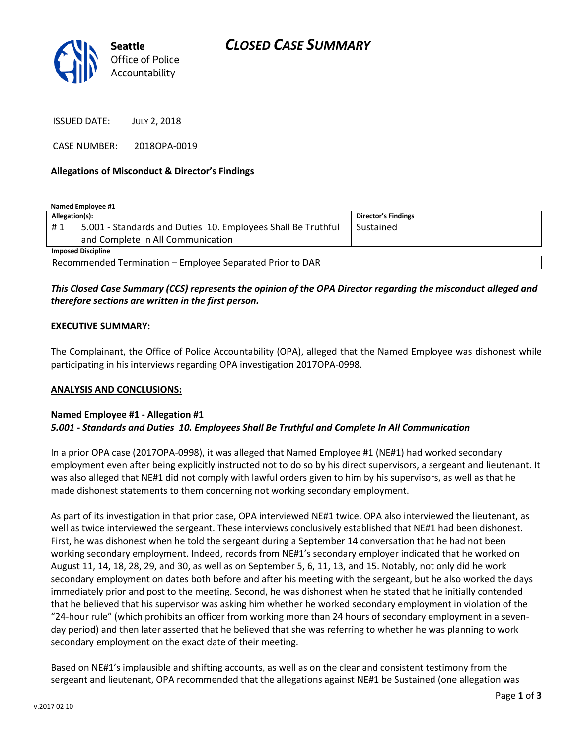# CLOSED CASE SUMMARY

Seattle Office of Police Accountability

ISSUED DATE: JULY 2, 2018

CASE NUMBER: 2018OPA-0019

## Allegations of Misconduct & Director's Findings

**Named Employee #1**

| Allegation(s): | | Director's Findings |
|---|---|---|
| # 1 | 5.001 - Standards and Duties 10. Employees Shall Be Truthful and Complete In All Communication | Sustained |

**Imposed Discipline**

| Recommended Termination – Employee Separated Prior to DAR |
|---|

***This Closed Case Summary (CCS) represents the opinion of the OPA Director regarding the misconduct alleged and therefore sections are written in the first person.***

### EXECUTIVE SUMMARY:

The Complainant, the Office of Police Accountability (OPA), alleged that the Named Employee was dishonest while participating in his interviews regarding OPA investigation 2017OPA-0998.

### ANALYSIS AND CONCLUSIONS:

**Named Employee #1 - Allegation #1**
***5.001 - Standards and Duties 10. Employees Shall Be Truthful and Complete In All Communication***

In a prior OPA case (2017OPA-0998), it was alleged that Named Employee #1 (NE#1) had worked secondary employment even after being explicitly instructed not to do so by his direct supervisors, a sergeant and lieutenant. It was also alleged that NE#1 did not comply with lawful orders given to him by his supervisors, as well as that he made dishonest statements to them concerning not working secondary employment.

As part of its investigation in that prior case, OPA interviewed NE#1 twice. OPA also interviewed the lieutenant, as well as twice interviewed the sergeant. These interviews conclusively established that NE#1 had been dishonest. First, he was dishonest when he told the sergeant during a September 14 conversation that he had not been working secondary employment. Indeed, records from NE#1's secondary employer indicated that he worked on August 11, 14, 18, 28, 29, and 30, as well as on September 5, 6, 11, 13, and 15. Notably, not only did he work secondary employment on dates both before and after his meeting with the sergeant, but he also worked the days immediately prior and post to the meeting. Second, he was dishonest when he stated that he initially contended that he believed that his supervisor was asking him whether he worked secondary employment in violation of the "24-hour rule" (which prohibits an officer from working more than 24 hours of secondary employment in a seven-day period) and then later asserted that he believed that she was referring to whether he was planning to work secondary employment on the exact date of their meeting.

Based on NE#1's implausible and shifting accounts, as well as on the clear and consistent testimony from the sergeant and lieutenant, OPA recommended that the allegations against NE#1 be Sustained (one allegation was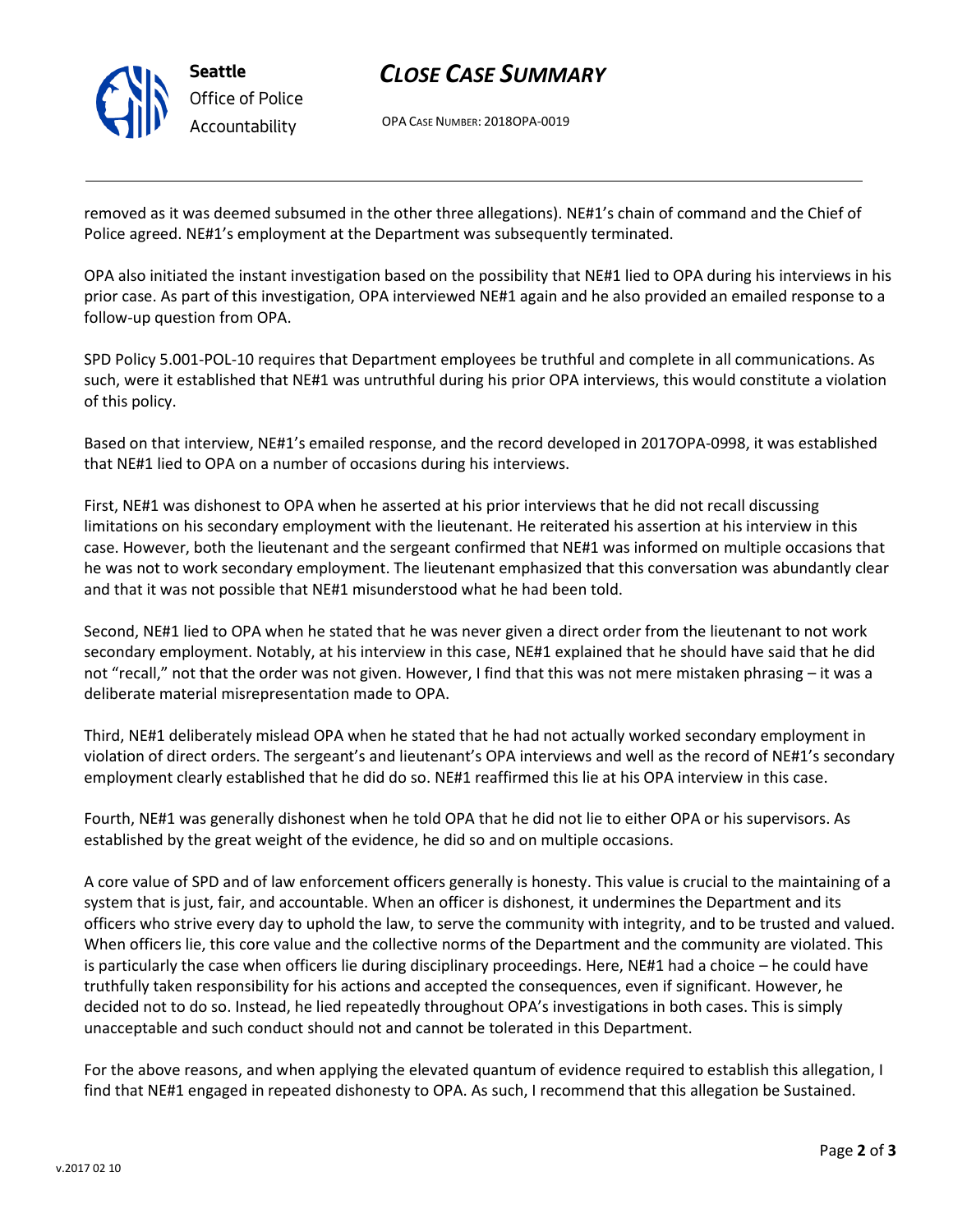removed as it was deemed subsumed in the other three allegations). NE#1's chain of command and the Chief of Police agreed. NE#1's employment at the Department was subsequently terminated.

OPA also initiated the instant investigation based on the possibility that NE#1 lied to OPA during his interviews in his prior case. As part of this investigation, OPA interviewed NE#1 again and he also provided an emailed response to a follow-up question from OPA.

SPD Policy 5.001-POL-10 requires that Department employees be truthful and complete in all communications. As such, were it established that NE#1 was untruthful during his prior OPA interviews, this would constitute a violation of this policy.

Based on that interview, NE#1's emailed response, and the record developed in 2017OPA-0998, it was established that NE#1 lied to OPA on a number of occasions during his interviews.

First, NE#1 was dishonest to OPA when he asserted at his prior interviews that he did not recall discussing limitations on his secondary employment with the lieutenant. He reiterated his assertion at his interview in this case. However, both the lieutenant and the sergeant confirmed that NE#1 was informed on multiple occasions that he was not to work secondary employment. The lieutenant emphasized that this conversation was abundantly clear and that it was not possible that NE#1 misunderstood what he had been told.

Second, NE#1 lied to OPA when he stated that he was never given a direct order from the lieutenant to not work secondary employment. Notably, at his interview in this case, NE#1 explained that he should have said that he did not "recall," not that the order was not given. However, I find that this was not mere mistaken phrasing – it was a deliberate material misrepresentation made to OPA.

Third, NE#1 deliberately mislead OPA when he stated that he had not actually worked secondary employment in violation of direct orders. The sergeant's and lieutenant's OPA interviews and well as the record of NE#1's secondary employment clearly established that he did do so. NE#1 reaffirmed this lie at his OPA interview in this case.

Fourth, NE#1 was generally dishonest when he told OPA that he did not lie to either OPA or his supervisors. As established by the great weight of the evidence, he did so and on multiple occasions.

A core value of SPD and of law enforcement officers generally is honesty. This value is crucial to the maintaining of a system that is just, fair, and accountable. When an officer is dishonest, it undermines the Department and its officers who strive every day to uphold the law, to serve the community with integrity, and to be trusted and valued. When officers lie, this core value and the collective norms of the Department and the community are violated. This is particularly the case when officers lie during disciplinary proceedings. Here, NE#1 had a choice – he could have truthfully taken responsibility for his actions and accepted the consequences, even if significant. However, he decided not to do so. Instead, he lied repeatedly throughout OPA's investigations in both cases. This is simply unacceptable and such conduct should not and cannot be tolerated in this Department.

For the above reasons, and when applying the elevated quantum of evidence required to establish this allegation, I find that NE#1 engaged in repeated dishonesty to OPA. As such, I recommend that this allegation be Sustained.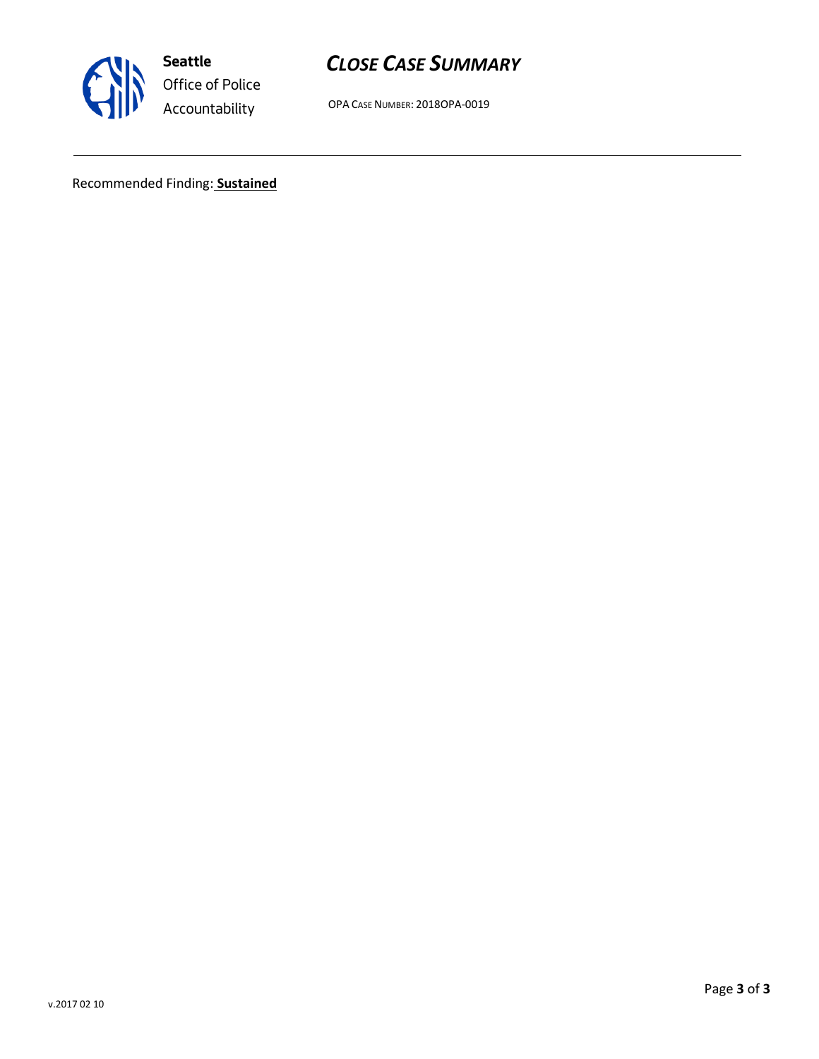Recommended Finding: **Sustained**